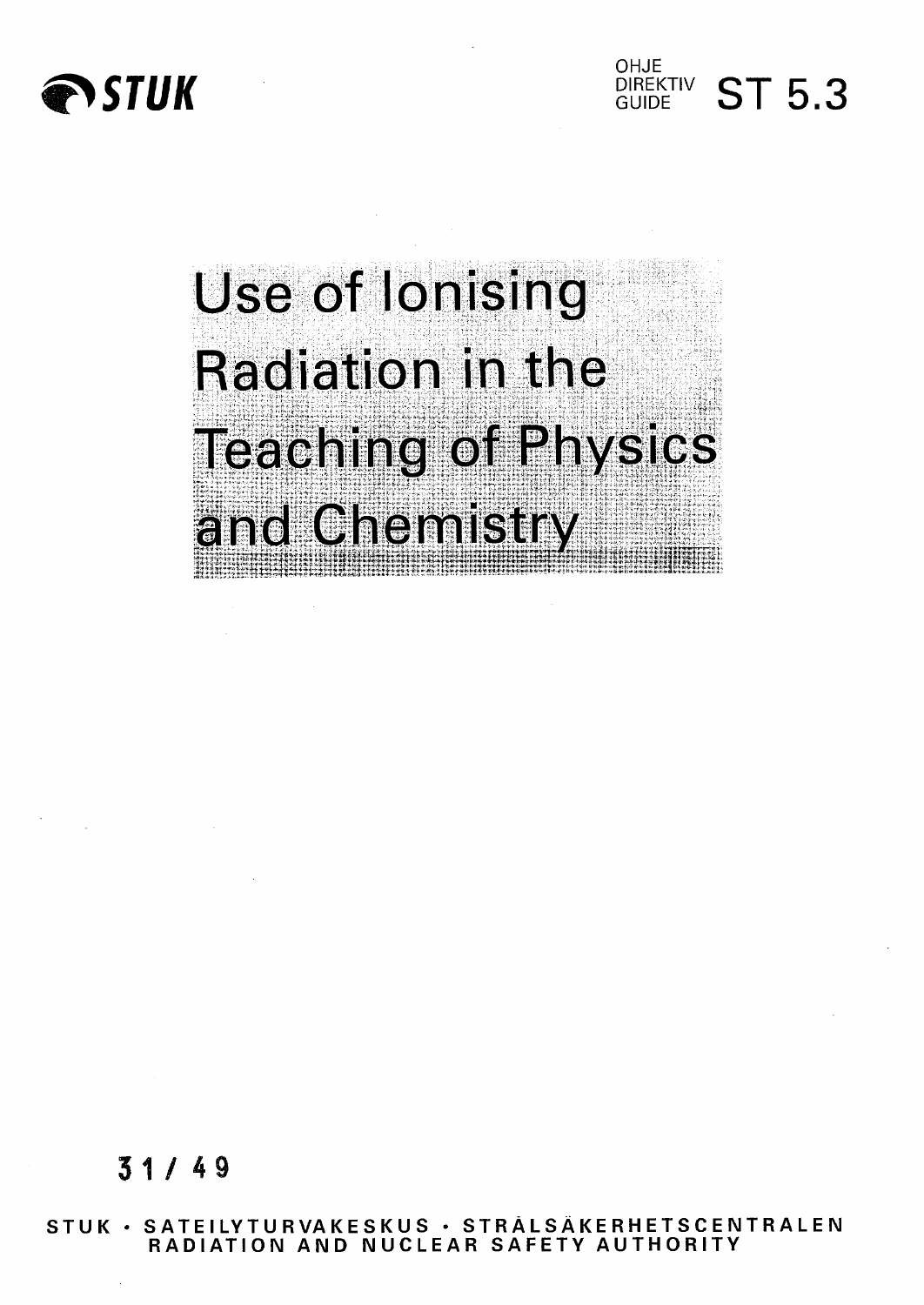STUK

OHJE
DIREKTIV
GUIDE
ST 5.3

# Use of Ionising Radiation in the Teaching of Physics and Chemistry

31 / 49

STUK • SÄTEILYTURVAKESKUS • STRÅLSÄKERHETSCENTRALEN
RADIATION AND NUCLEAR SAFETY AUTHORITY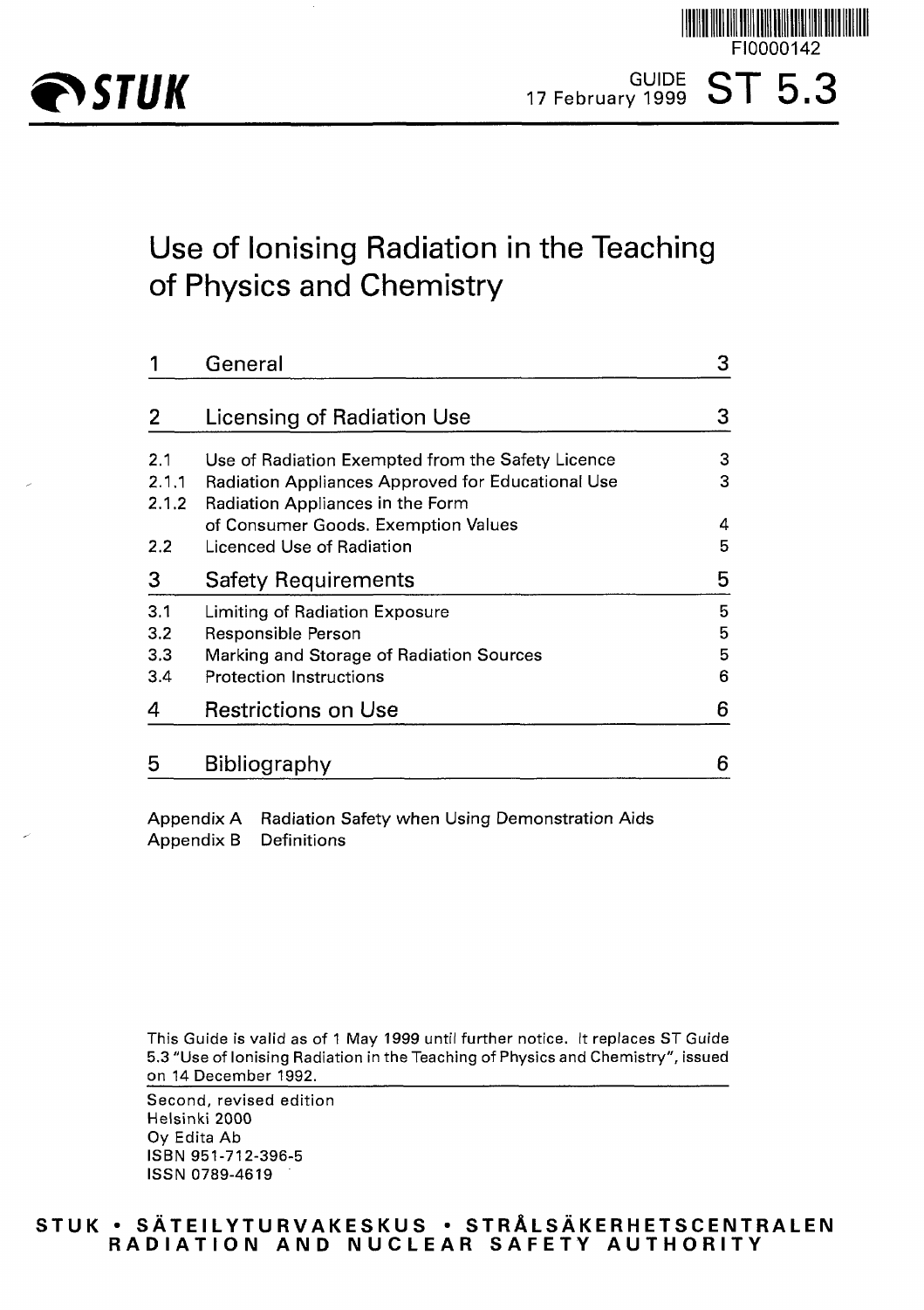FI0000142

**STUK**

GUIDE ST 5.3

17 February 1999

# Use of Ionising Radiation in the Teaching of Physics and Chemistry

| | | |
|---|---|---|
| 1 | General | 3 |
| 2 | Licensing of Radiation Use | 3 |
| 2.1 | Use of Radiation Exempted from the Safety Licence | 3 |
| 2.1.1 | Radiation Appliances Approved for Educational Use | 3 |
| 2.1.2 | Radiation Appliances in the Form of Consumer Goods. Exemption Values | 4 |
| 2.2 | Licenced Use of Radiation | 5 |
| 3 | Safety Requirements | 5 |
| 3.1 | Limiting of Radiation Exposure | 5 |
| 3.2 | Responsible Person | 5 |
| 3.3 | Marking and Storage of Radiation Sources | 5 |
| 3.4 | Protection Instructions | 6 |
| 4 | Restrictions on Use | 6 |
| 5 | Bibliography | 6 |

Appendix A Radiation Safety when Using Demonstration Aids
Appendix B Definitions

This Guide is valid as of 1 May 1999 until further notice. It replaces ST Guide 5.3 "Use of Ionising Radiation in the Teaching of Physics and Chemistry", issued on 14 December 1992.

Second, revised edition
Helsinki 2000
Oy Edita Ab
ISBN 951-712-396-5
ISSN 0789-4619

**STUK • SÄTEILYTURVAKESKUS • STRÅLSÄKERHETSCENTRALEN**
**RADIATION AND NUCLEAR SAFETY AUTHORITY**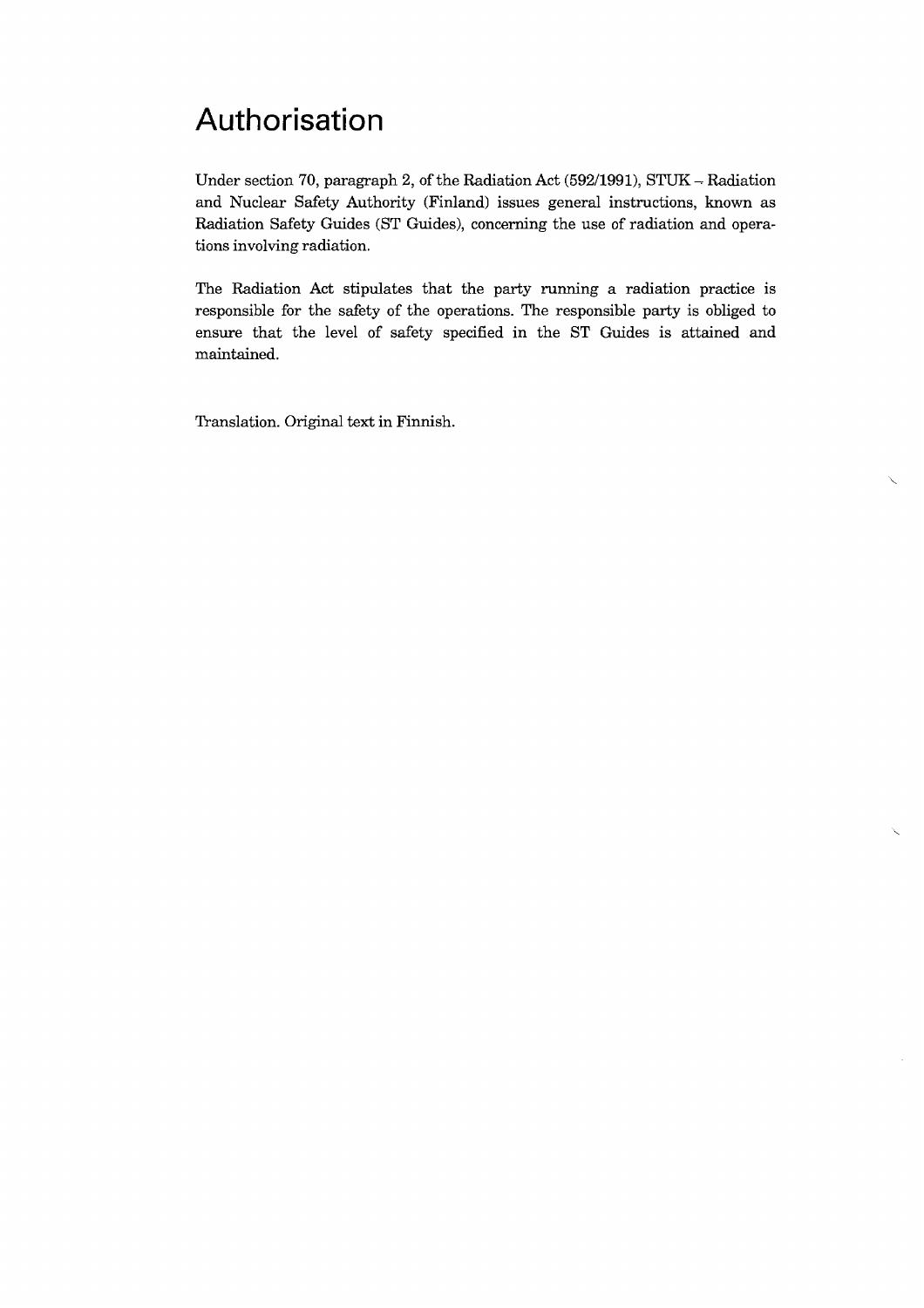# Authorisation

Under section 70, paragraph 2, of the Radiation Act (592/1991), STUK – Radiation and Nuclear Safety Authority (Finland) issues general instructions, known as Radiation Safety Guides (ST Guides), concerning the use of radiation and operations involving radiation.

The Radiation Act stipulates that the party running a radiation practice is responsible for the safety of the operations. The responsible party is obliged to ensure that the level of safety specified in the ST Guides is attained and maintained.

Translation. Original text in Finnish.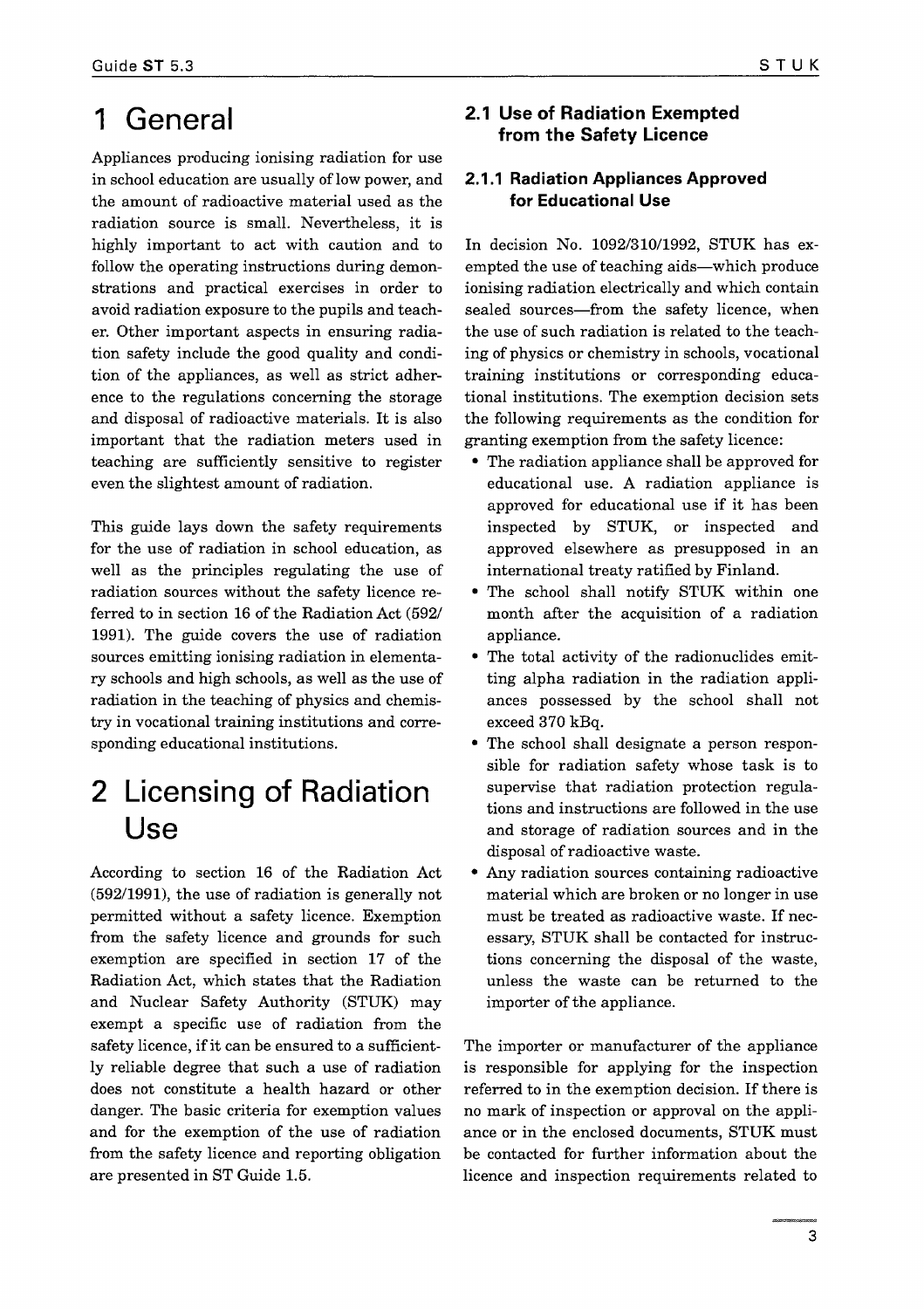# 1 General

Appliances producing ionising radiation for use in school education are usually of low power, and the amount of radioactive material used as the radiation source is small. Nevertheless, it is highly important to act with caution and to follow the operating instructions during demonstrations and practical exercises in order to avoid radiation exposure to the pupils and teacher. Other important aspects in ensuring radiation safety include the good quality and condition of the appliances, as well as strict adherence to the regulations concerning the storage and disposal of radioactive materials. It is also important that the radiation meters used in teaching are sufficiently sensitive to register even the slightest amount of radiation.

This guide lays down the safety requirements for the use of radiation in school education, as well as the principles regulating the use of radiation sources without the safety licence referred to in section 16 of the Radiation Act (592/1991). The guide covers the use of radiation sources emitting ionising radiation in elementary schools and high schools, as well as the use of radiation in the teaching of physics and chemistry in vocational training institutions and corresponding educational institutions.

# 2 Licensing of Radiation Use

According to section 16 of the Radiation Act (592/1991), the use of radiation is generally not permitted without a safety licence. Exemption from the safety licence and grounds for such exemption are specified in section 17 of the Radiation Act, which states that the Radiation and Nuclear Safety Authority (STUK) may exempt a specific use of radiation from the safety licence, if it can be ensured to a sufficiently reliable degree that such a use of radiation does not constitute a health hazard or other danger. The basic criteria for exemption values and for the exemption of the use of radiation from the safety licence and reporting obligation are presented in ST Guide 1.5.

## 2.1 Use of Radiation Exempted from the Safety Licence

### 2.1.1 Radiation Appliances Approved for Educational Use

In decision No. 1092/310/1992, STUK has exempted the use of teaching aids—which produce ionising radiation electrically and which contain sealed sources—from the safety licence, when the use of such radiation is related to the teaching of physics or chemistry in schools, vocational training institutions or corresponding educational institutions. The exemption decision sets the following requirements as the condition for granting exemption from the safety licence:

- The radiation appliance shall be approved for educational use. A radiation appliance is approved for educational use if it has been inspected by STUK, or inspected and approved elsewhere as presupposed in an international treaty ratified by Finland.
- The school shall notify STUK within one month after the acquisition of a radiation appliance.
- The total activity of the radionuclides emitting alpha radiation in the radiation appliances possessed by the school shall not exceed 370 kBq.
- The school shall designate a person responsible for radiation safety whose task is to supervise that radiation protection regulations and instructions are followed in the use and storage of radiation sources and in the disposal of radioactive waste.
- Any radiation sources containing radioactive material which are broken or no longer in use must be treated as radioactive waste. If necessary, STUK shall be contacted for instructions concerning the disposal of the waste, unless the waste can be returned to the importer of the appliance.

The importer or manufacturer of the appliance is responsible for applying for the inspection referred to in the exemption decision. If there is no mark of inspection or approval on the appliance or in the enclosed documents, STUK must be contacted for further information about the licence and inspection requirements related to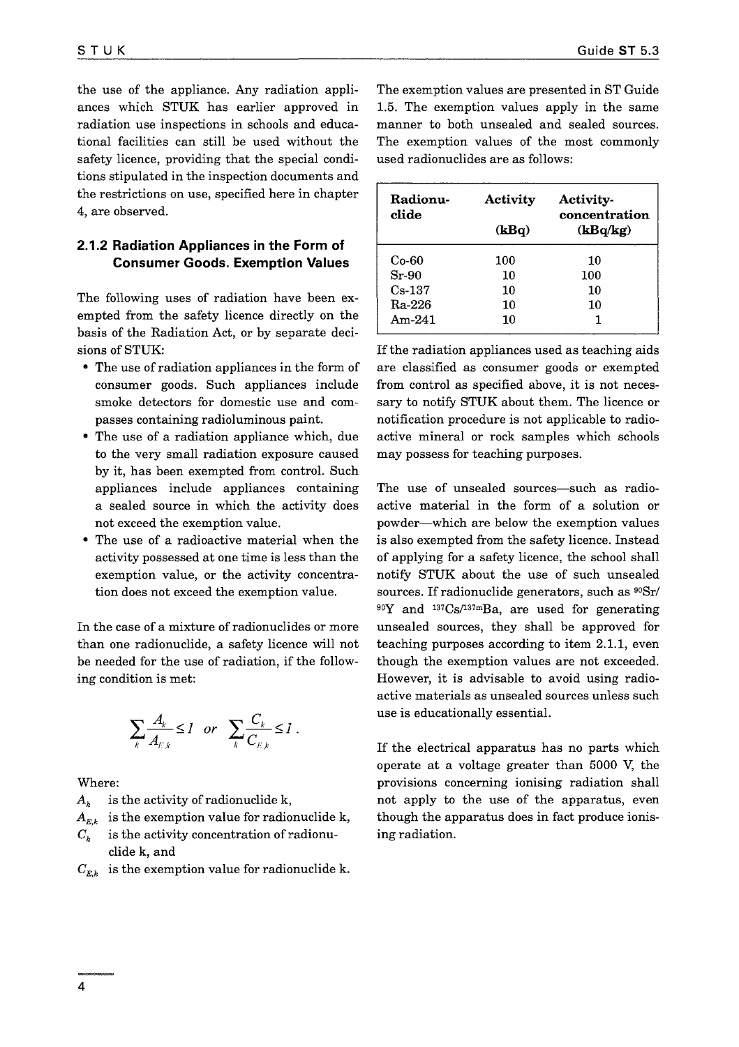the use of the appliance. Any radiation appliances which STUK has earlier approved in radiation use inspections in schools and educational facilities can still be used without the safety licence, providing that the special conditions stipulated in the inspection documents and the restrictions on use, specified here in chapter 4, are observed.

### 2.1.2 Radiation Appliances in the Form of Consumer Goods. Exemption Values

The following uses of radiation have been exempted from the safety licence directly on the basis of the Radiation Act, or by separate decisions of STUK:

- The use of radiation appliances in the form of consumer goods. Such appliances include smoke detectors for domestic use and compasses containing radioluminous paint.
- The use of a radiation appliance which, due to the very small radiation exposure caused by it, has been exempted from control. Such appliances include appliances containing a sealed source in which the activity does not exceed the exemption value.
- The use of a radioactive material when the activity possessed at one time is less than the exemption value, or the activity concentration does not exceed the exemption value.

In the case of a mixture of radionuclides or more than one radionuclide, a safety licence will not be needed for the use of radiation, if the following condition is met:

$$\sum_{k} \frac{A_k}{A_{E,k}} \leq 1 \quad or \quad \sum_{k} \frac{C_k}{C_{E,k}} \leq 1 .$$

Where:

$A_k$ is the activity of radionuclide k,

$A_{E,k}$ is the exemption value for radionuclide k,

$C_k$ is the activity concentration of radionuclide k, and

$C_{E,k}$ is the exemption value for radionuclide k.

The exemption values are presented in ST Guide 1.5. The exemption values apply in the same manner to both unsealed and sealed sources. The exemption values of the most commonly used radionuclides are as follows:

| Radionuclide | Activity (kBq) | Activity-concentration (kBq/kg) |
|---|---|---|
| Co-60 | 100 | 10 |
| Sr-90 | 10 | 100 |
| Cs-137 | 10 | 10 |
| Ra-226 | 10 | 10 |
| Am-241 | 10 | 1 |

If the radiation appliances used as teaching aids are classified as consumer goods or exempted from control as specified above, it is not necessary to notify STUK about them. The licence or notification procedure is not applicable to radioactive mineral or rock samples which schools may possess for teaching purposes.

The use of unsealed sources—such as radioactive material in the form of a solution or powder—which are below the exemption values is also exempted from the safety licence. Instead of applying for a safety licence, the school shall notify STUK about the use of such unsealed sources. If radionuclide generators, such as $^{90}$Sr/$^{90}$Y and $^{137}$Cs/$^{137m}$Ba, are used for generating unsealed sources, they shall be approved for teaching purposes according to item 2.1.1, even though the exemption values are not exceeded. However, it is advisable to avoid using radioactive materials as unsealed sources unless such use is educationally essential.

If the electrical apparatus has no parts which operate at a voltage greater than 5000 V, the provisions concerning ionising radiation shall not apply to the use of the apparatus, even though the apparatus does in fact produce ionising radiation.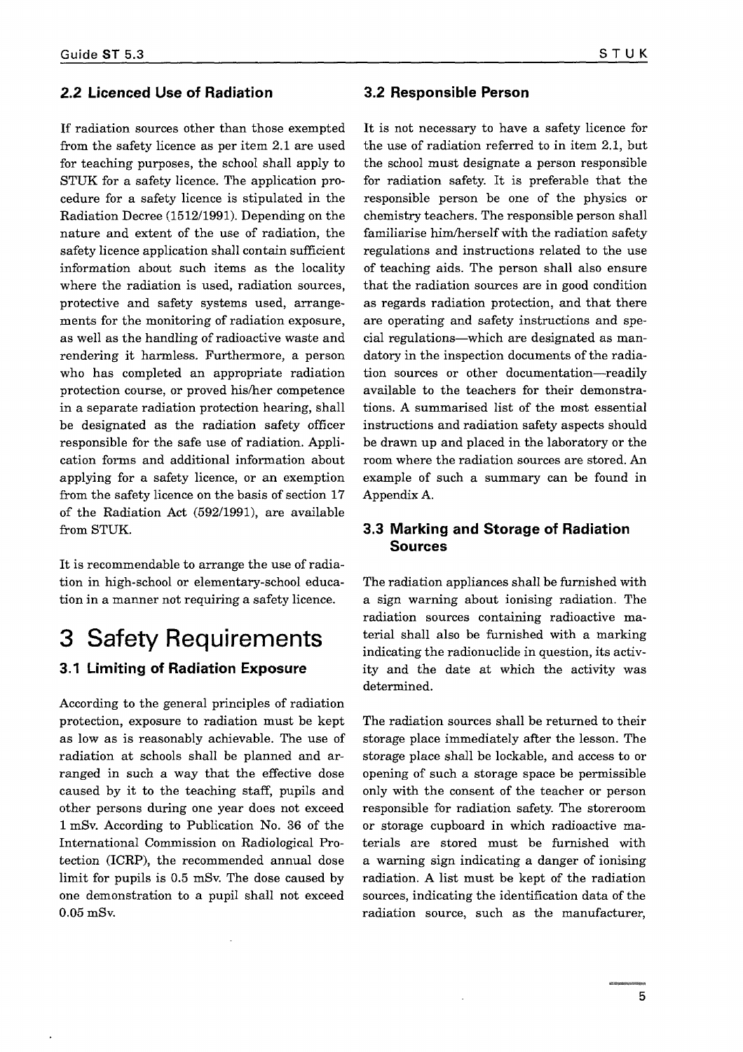## 2.2 Licenced Use of Radiation

If radiation sources other than those exempted from the safety licence as per item 2.1 are used for teaching purposes, the school shall apply to STUK for a safety licence. The application procedure for a safety licence is stipulated in the Radiation Decree (1512/1991). Depending on the nature and extent of the use of radiation, the safety licence application shall contain sufficient information about such items as the locality where the radiation is used, radiation sources, protective and safety systems used, arrangements for the monitoring of radiation exposure, as well as the handling of radioactive waste and rendering it harmless. Furthermore, a person who has completed an appropriate radiation protection course, or proved his/her competence in a separate radiation protection hearing, shall be designated as the radiation safety officer responsible for the safe use of radiation. Application forms and additional information about applying for a safety licence, or an exemption from the safety licence on the basis of section 17 of the Radiation Act (592/1991), are available from STUK.

It is recommendable to arrange the use of radiation in high-school or elementary-school education in a manner not requiring a safety licence.

# 3 Safety Requirements

## 3.1 Limiting of Radiation Exposure

According to the general principles of radiation protection, exposure to radiation must be kept as low as is reasonably achievable. The use of radiation at schools shall be planned and arranged in such a way that the effective dose caused by it to the teaching staff, pupils and other persons during one year does not exceed 1 mSv. According to Publication No. 36 of the International Commission on Radiological Protection (ICRP), the recommended annual dose limit for pupils is 0.5 mSv. The dose caused by one demonstration to a pupil shall not exceed 0.05 mSv.

## 3.2 Responsible Person

It is not necessary to have a safety licence for the use of radiation referred to in item 2.1, but the school must designate a person responsible for radiation safety. It is preferable that the responsible person be one of the physics or chemistry teachers. The responsible person shall familiarise him/herself with the radiation safety regulations and instructions related to the use of teaching aids. The person shall also ensure that the radiation sources are in good condition as regards radiation protection, and that there are operating and safety instructions and special regulations—which are designated as mandatory in the inspection documents of the radiation sources or other documentation—readily available to the teachers for their demonstrations. A summarised list of the most essential instructions and radiation safety aspects should be drawn up and placed in the laboratory or the room where the radiation sources are stored. An example of such a summary can be found in Appendix A.

## 3.3 Marking and Storage of Radiation Sources

The radiation appliances shall be furnished with a sign warning about ionising radiation. The radiation sources containing radioactive material shall also be furnished with a marking indicating the radionuclide in question, its activity and the date at which the activity was determined.

The radiation sources shall be returned to their storage place immediately after the lesson. The storage place shall be lockable, and access to or opening of such a storage space be permissible only with the consent of the teacher or person responsible for radiation safety. The storeroom or storage cupboard in which radioactive materials are stored must be furnished with a warning sign indicating a danger of ionising radiation. A list must be kept of the radiation sources, indicating the identification data of the radiation source, such as the manufacturer,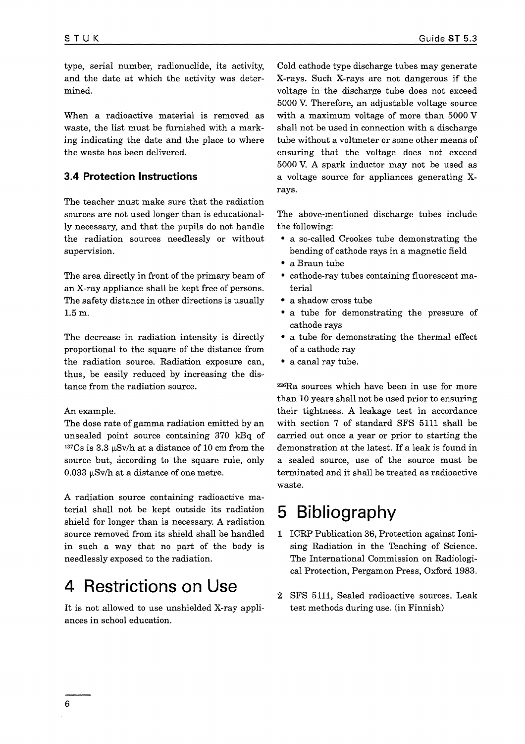type, serial number, radionuclide, its activity, and the date at which the activity was determined.

When a radioactive material is removed as waste, the list must be furnished with a marking indicating the date and the place to where the waste has been delivered.

### 3.4 Protection Instructions

The teacher must make sure that the radiation sources are not used longer than is educationally necessary, and that the pupils do not handle the radiation sources needlessly or without supervision.

The area directly in front of the primary beam of an X-ray appliance shall be kept free of persons. The safety distance in other directions is usually 1.5 m.

The decrease in radiation intensity is directly proportional to the square of the distance from the radiation source. Radiation exposure can, thus, be easily reduced by increasing the distance from the radiation source.

An example.
The dose rate of gamma radiation emitted by an unsealed point source containing 370 kBq of $^{137}$Cs is 3.3 μSv/h at a distance of 10 cm from the source but, according to the square rule, only 0.033 μSv/h at a distance of one metre.

A radiation source containing radioactive material shall not be kept outside its radiation shield for longer than is necessary. A radiation source removed from its shield shall be handled in such a way that no part of the body is needlessly exposed to the radiation.

# 4 Restrictions on Use

It is not allowed to use unshielded X-ray appliances in school education.

Cold cathode type discharge tubes may generate X-rays. Such X-rays are not dangerous if the voltage in the discharge tube does not exceed 5000 V. Therefore, an adjustable voltage source with a maximum voltage of more than 5000 V shall not be used in connection with a discharge tube without a voltmeter or some other means of ensuring that the voltage does not exceed 5000 V. A spark inductor may not be used as a voltage source for appliances generating X-rays.

The above-mentioned discharge tubes include the following:

- a so-called Crookes tube demonstrating the bending of cathode rays in a magnetic field
- a Braun tube
- cathode-ray tubes containing fluorescent material
- a shadow cross tube
- a tube for demonstrating the pressure of cathode rays
- a tube for demonstrating the thermal effect of a cathode ray
- a canal ray tube.

$^{226}$Ra sources which have been in use for more than 10 years shall not be used prior to ensuring their tightness. A leakage test in accordance with section 7 of standard SFS 5111 shall be carried out once a year or prior to starting the demonstration at the latest. If a leak is found in a sealed source, use of the source must be terminated and it shall be treated as radioactive waste.

# 5 Bibliography

1. ICRP Publication 36, Protection against Ionising Radiation in the Teaching of Science. The International Commission on Radiological Protection, Pergamon Press, Oxford 1983.
2. SFS 5111, Sealed radioactive sources. Leak test methods during use. (in Finnish)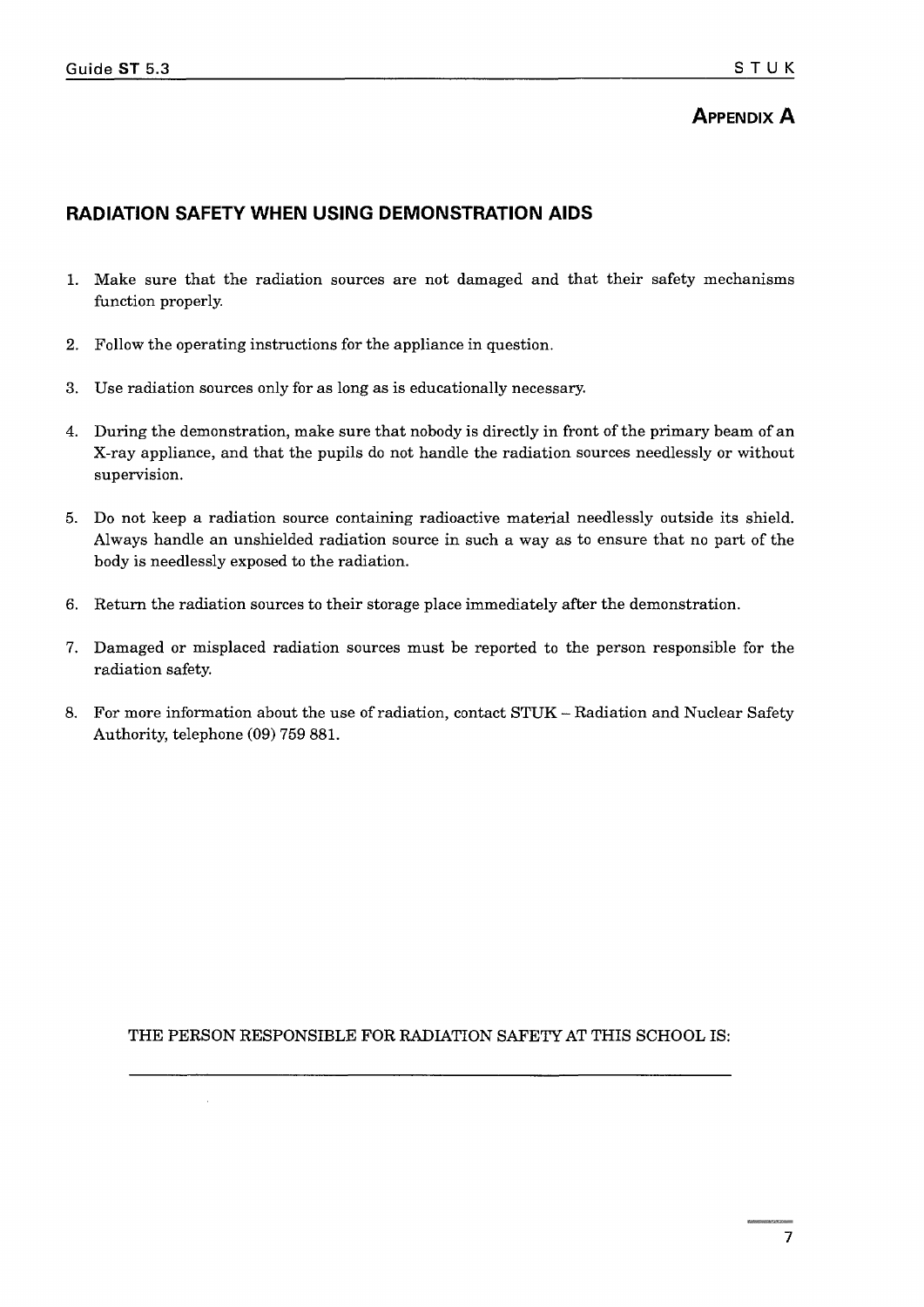## APPENDIX A

# RADIATION SAFETY WHEN USING DEMONSTRATION AIDS

1. Make sure that the radiation sources are not damaged and that their safety mechanisms function properly.

2. Follow the operating instructions for the appliance in question.

3. Use radiation sources only for as long as is educationally necessary.

4. During the demonstration, make sure that nobody is directly in front of the primary beam of an X-ray appliance, and that the pupils do not handle the radiation sources needlessly or without supervision.

5. Do not keep a radiation source containing radioactive material needlessly outside its shield. Always handle an unshielded radiation source in such a way as to ensure that no part of the body is needlessly exposed to the radiation.

6. Return the radiation sources to their storage place immediately after the demonstration.

7. Damaged or misplaced radiation sources must be reported to the person responsible for the radiation safety.

8. For more information about the use of radiation, contact STUK – Radiation and Nuclear Safety Authority, telephone (09) 759 881.

THE PERSON RESPONSIBLE FOR RADIATION SAFETY AT THIS SCHOOL IS:

\_\_\_\_\_\_\_\_\_\_\_\_\_\_\_\_\_\_\_\_\_\_\_\_\_\_\_\_\_\_\_\_\_\_\_\_\_\_\_\_\_\_\_\_\_\_\_\_\_\_\_\_\_\_\_\_\_\_\_\_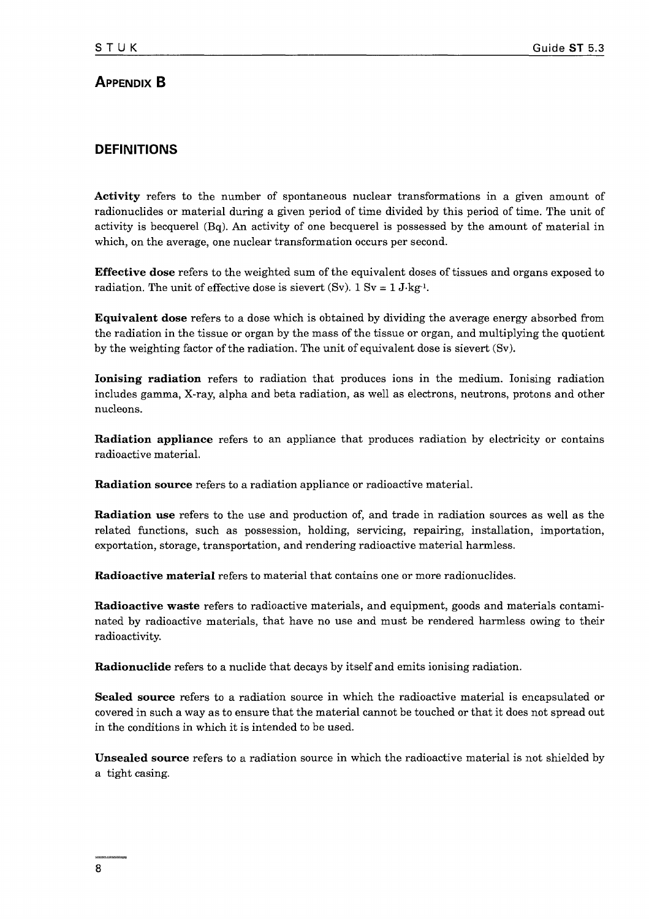# APPENDIX B

## DEFINITIONS

**Activity** refers to the number of spontaneous nuclear transformations in a given amount of radionuclides or material during a given period of time divided by this period of time. The unit of activity is becquerel (Bq). An activity of one becquerel is possessed by the amount of material in which, on the average, one nuclear transformation occurs per second.

**Effective dose** refers to the weighted sum of the equivalent doses of tissues and organs exposed to radiation. The unit of effective dose is sievert (Sv). $1 \text{ Sv} = 1 \text{ J·kg}^{-1}$.

**Equivalent dose** refers to a dose which is obtained by dividing the average energy absorbed from the radiation in the tissue or organ by the mass of the tissue or organ, and multiplying the quotient by the weighting factor of the radiation. The unit of equivalent dose is sievert (Sv).

**Ionising radiation** refers to radiation that produces ions in the medium. Ionising radiation includes gamma, X-ray, alpha and beta radiation, as well as electrons, neutrons, protons and other nucleons.

**Radiation appliance** refers to an appliance that produces radiation by electricity or contains radioactive material.

**Radiation source** refers to a radiation appliance or radioactive material.

**Radiation use** refers to the use and production of, and trade in radiation sources as well as the related functions, such as possession, holding, servicing, repairing, installation, importation, exportation, storage, transportation, and rendering radioactive material harmless.

**Radioactive material** refers to material that contains one or more radionuclides.

**Radioactive waste** refers to radioactive materials, and equipment, goods and materials contaminated by radioactive materials, that have no use and must be rendered harmless owing to their radioactivity.

**Radionuclide** refers to a nuclide that decays by itself and emits ionising radiation.

**Sealed source** refers to a radiation source in which the radioactive material is encapsulated or covered in such a way as to ensure that the material cannot be touched or that it does not spread out in the conditions in which it is intended to be used.

**Unsealed source** refers to a radiation source in which the radioactive material is not shielded by a tight casing.